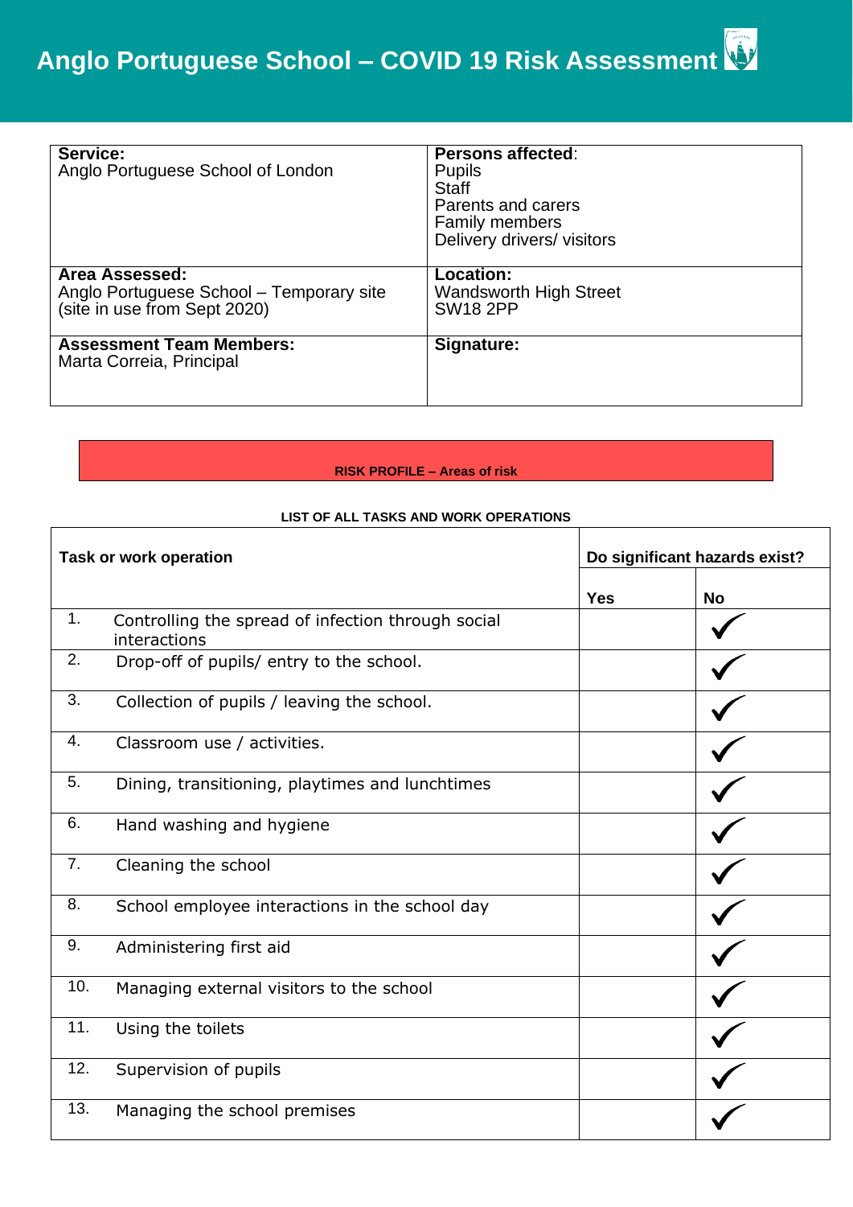# Anglo Portuguese School – COVID 19 Risk Assessment

| **Service:**<br>Anglo Portuguese School of London | **Persons affected**:<br>Pupils<br>Staff<br>Parents and carers<br>Family members<br>Delivery drivers/ visitors |
|---|---|
| **Area Assessed:**<br>Anglo Portuguese School – Temporary site<br>(site in use from Sept 2020) | **Location:**<br>Wandsworth High Street<br>SW18 2PP |
| **Assessment Team Members:**<br>Marta Correia, Principal | **Signature:** |

**RISK PROFILE – Areas of risk**

**LIST OF ALL TASKS AND WORK OPERATIONS**

| **Task or work operation** | **Do significant hazards exist?** | |
|---|---|---|
| | **Yes** | **No** |
| 1. Controlling the spread of infection through social interactions | | ✓ |
| 2. Drop-off of pupils/ entry to the school. | | ✓ |
| 3. Collection of pupils / leaving the school. | | ✓ |
| 4. Classroom use / activities. | | ✓ |
| 5. Dining, transitioning, playtimes and lunchtimes | | ✓ |
| 6. Hand washing and hygiene | | ✓ |
| 7. Cleaning the school | | ✓ |
| 8. School employee interactions in the school day | | ✓ |
| 9. Administering first aid | | ✓ |
| 10. Managing external visitors to the school | | ✓ |
| 11. Using the toilets | | ✓ |
| 12. Supervision of pupils | | ✓ |
| 13. Managing the school premises | | ✓ |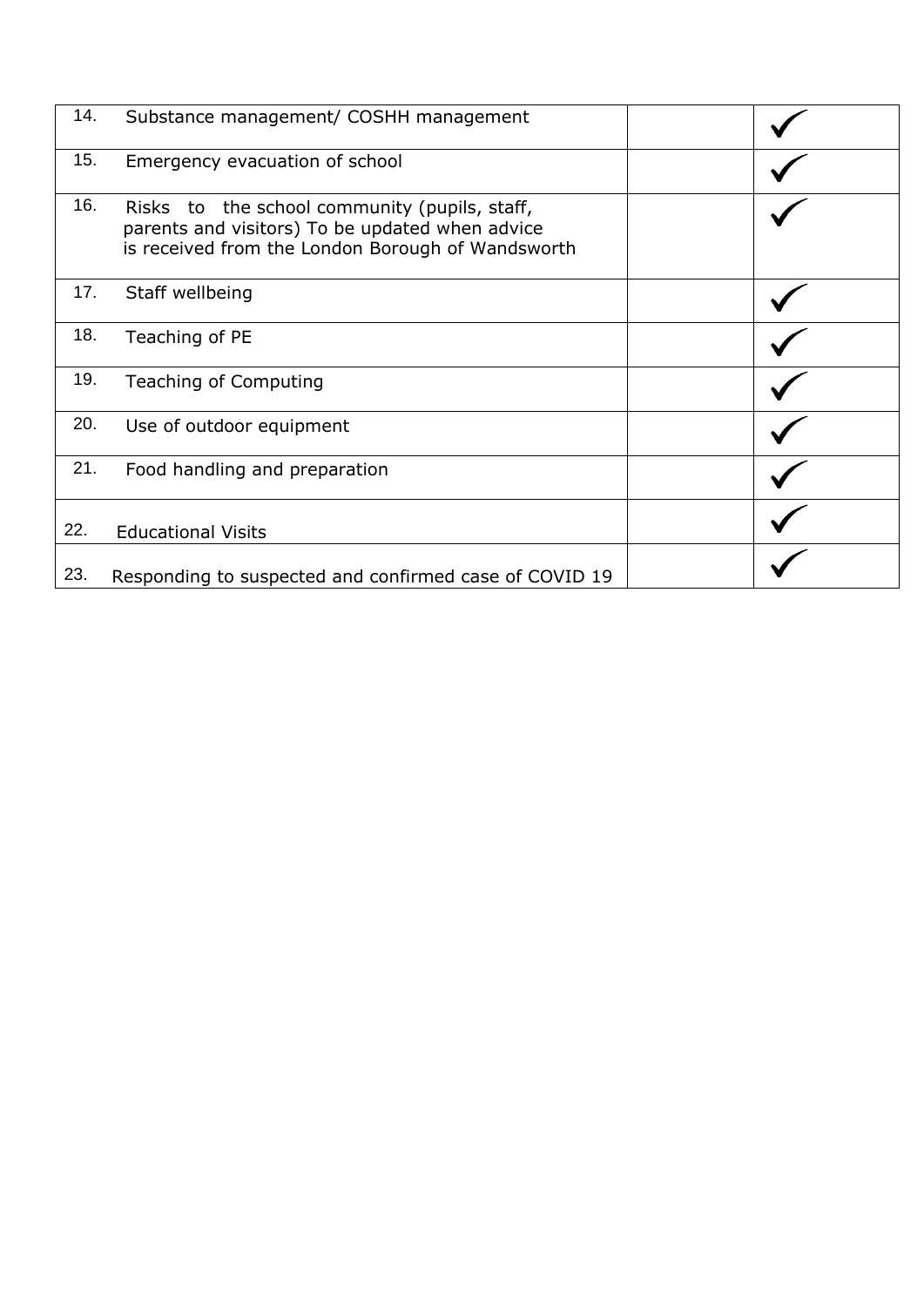| | | | |
|---|---|---|---|
| 14. | Substance management/ COSHH management | | ✓ |
| 15. | Emergency evacuation of school | | ✓ |
| 16. | Risks to the school community (pupils, staff, parents and visitors) To be updated when advice is received from the London Borough of Wandsworth | | ✓ |
| 17. | Staff wellbeing | | ✓ |
| 18. | Teaching of PE | | ✓ |
| 19. | Teaching of Computing | | ✓ |
| 20. | Use of outdoor equipment | | ✓ |
| 21. | Food handling and preparation | | ✓ |
| 22. | Educational Visits | | ✓ |
| 23. | Responding to suspected and confirmed case of COVID 19 | | ✓ |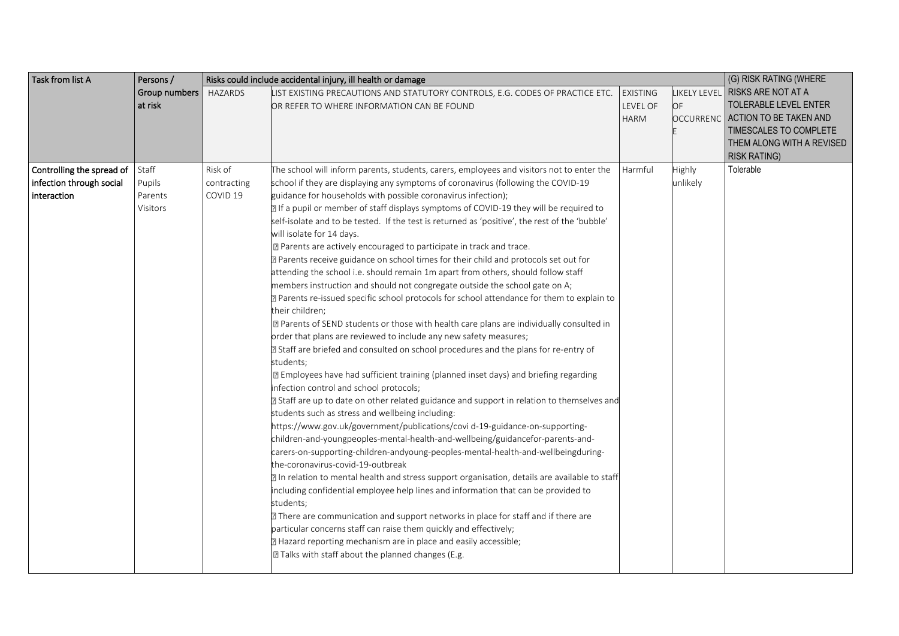| Task from list A | Persons / Group numbers at risk | Risks could include accidental injury, ill health or damage | | | | (G) RISK RATING (WHERE RISKS ARE NOT AT A TOLERABLE LEVEL ENTER ACTION TO BE TAKEN AND TIMESCALES TO COMPLETE THEM ALONG WITH A REVISED RISK RATING) |
|---|---|---|---|---|---|---|
| | | HAZARDS | LIST EXISTING PRECAUTIONS AND STATUTORY CONTROLS, E.G. CODES OF PRACTICE ETC. OR REFER TO WHERE INFORMATION CAN BE FOUND | EXISTING LEVEL OF HARM | LIKELY LEVEL OF OCCURRENCE | |
| Controlling the spread of infection through social interaction | Staff<br>Pupils<br>Parents<br>Visitors | Risk of contracting COVID 19 | The school will inform parents, students, carers, employees and visitors not to enter the school if they are displaying any symptoms of coronavirus (following the COVID-19 guidance for households with possible coronavirus infection);<br>If a pupil or member of staff displays symptoms of COVID-19 they will be required to self-isolate and to be tested. If the test is returned as 'positive', the rest of the 'bubble' will isolate for 14 days.<br>Parents are actively encouraged to participate in track and trace.<br>Parents receive guidance on school times for their child and protocols set out for attending the school i.e. should remain 1m apart from others, should follow staff members instruction and should not congregate outside the school gate on A;<br>Parents re-issued specific school protocols for school attendance for them to explain to their children;<br>Parents of SEND students or those with health care plans are individually consulted in order that plans are reviewed to include any new safety measures;<br>Staff are briefed and consulted on school procedures and the plans for re-entry of students;<br>Employees have had sufficient training (planned inset days) and briefing regarding infection control and school protocols;<br>Staff are up to date on other related guidance and support in relation to themselves and students such as stress and wellbeing including:<br>https://www.gov.uk/government/publications/covi d-19-guidance-on-supporting-children-and-youngpeoples-mental-health-and-wellbeing/guidancefor-parents-and-carers-on-supporting-children-andyoung-peoples-mental-health-and-wellbeingduring-the-coronavirus-covid-19-outbreak<br>In relation to mental health and stress support organisation, details are available to staff including confidential employee help lines and information that can be provided to students;<br>There are communication and support networks in place for staff and if there are particular concerns staff can raise them quickly and effectively;<br>Hazard reporting mechanism are in place and easily accessible;<br>Talks with staff about the planned changes (E.g. | Harmful | Highly unlikely | Tolerable |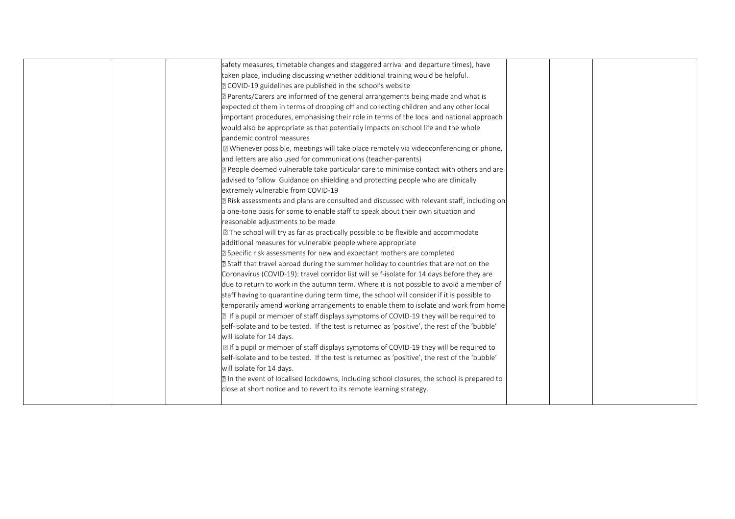|  |  |  | safety measures, timetable changes and staggered arrival and departure times), have taken place, including discussing whether additional training would be helpful.<br>• COVID-19 guidelines are published in the school's website<br>• Parents/Carers are informed of the general arrangements being made and what is expected of them in terms of dropping off and collecting children and any other local important procedures, emphasising their role in terms of the local and national approach would also be appropriate as that potentially impacts on school life and the whole pandemic control measures<br>• Whenever possible, meetings will take place remotely via videoconferencing or phone, and letters are also used for communications (teacher-parents)<br>• People deemed vulnerable take particular care to minimise contact with others and are advised to follow Guidance on shielding and protecting people who are clinically extremely vulnerable from COVID-19<br>• Risk assessments and plans are consulted and discussed with relevant staff, including on a one-tone basis for some to enable staff to speak about their own situation and reasonable adjustments to be made<br>• The school will try as far as practically possible to be flexible and accommodate additional measures for vulnerable people where appropriate<br>• Specific risk assessments for new and expectant mothers are completed<br>• Staff that travel abroad during the summer holiday to countries that are not on the Coronavirus (COVID-19): travel corridor list will self-isolate for 14 days before they are due to return to work in the autumn term. Where it is not possible to avoid a member of staff having to quarantine during term time, the school will consider if it is possible to temporarily amend working arrangements to enable them to isolate and work from home<br>• If a pupil or member of staff displays symptoms of COVID-19 they will be required to self-isolate and to be tested. If the test is returned as 'positive', the rest of the 'bubble' will isolate for 14 days.<br>• If a pupil or member of staff displays symptoms of COVID-19 they will be required to self-isolate and to be tested. If the test is returned as 'positive', the rest of the 'bubble' will isolate for 14 days.<br>• In the event of localised lockdowns, including school closures, the school is prepared to close at short notice and to revert to its remote learning strategy. |  |  |  |
|---|---|---|---|---|---|---|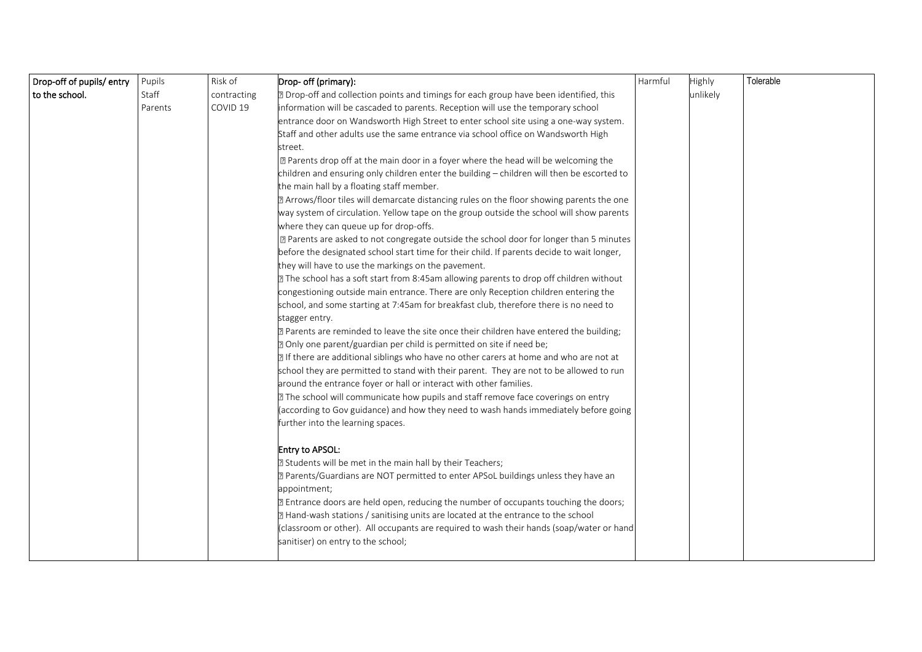| | | | | | | |
|---|---|---|---|---|---|---|
| **Drop-off of pupils/ entry to the school.** | Pupils<br>Staff<br>Parents | Risk of contracting COVID 19 | **Drop- off (primary):**<br>• Drop-off and collection points and timings for each group have been identified, this information will be cascaded to parents. Reception will use the temporary school entrance door on Wandsworth High Street to enter school site using a one-way system. Staff and other adults use the same entrance via school office on Wandsworth High street.<br>• Parents drop off at the main door in a foyer where the head will be welcoming the children and ensuring only children enter the building – children will then be escorted to the main hall by a floating staff member.<br>• Arrows/floor tiles will demarcate distancing rules on the floor showing parents the one way system of circulation. Yellow tape on the group outside the school will show parents where they can queue up for drop-offs.<br>• Parents are asked to not congregate outside the school door for longer than 5 minutes before the designated school start time for their child. If parents decide to wait longer, they will have to use the markings on the pavement.<br>• The school has a soft start from 8:45am allowing parents to drop off children without congestioning outside main entrance. There are only Reception children entering the school, and some starting at 7:45am for breakfast club, therefore there is no need to stagger entry.<br>• Parents are reminded to leave the site once their children have entered the building;<br>• Only one parent/guardian per child is permitted on site if need be;<br>• If there are additional siblings who have no other carers at home and who are not at school they are permitted to stand with their parent. They are not to be allowed to run around the entrance foyer or hall or interact with other families.<br>• The school will communicate how pupils and staff remove face coverings on entry (according to Gov guidance) and how they need to wash hands immediately before going further into the learning spaces.<br><br>**Entry to APSOL:**<br>• Students will be met in the main hall by their Teachers;<br>• Parents/Guardians are NOT permitted to enter APSoL buildings unless they have an appointment;<br>• Entrance doors are held open, reducing the number of occupants touching the doors;<br>• Hand-wash stations / sanitising units are located at the entrance to the school (classroom or other). All occupants are required to wash their hands (soap/water or hand sanitiser) on entry to the school; | Harmful | Highly unlikely | Tolerable |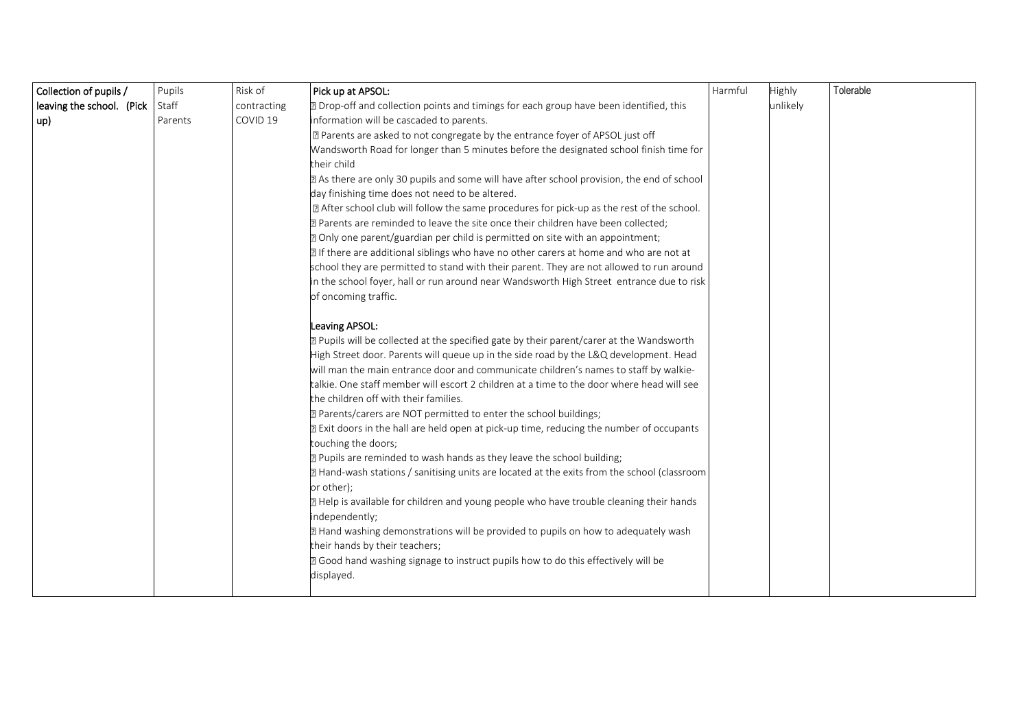| Collection of pupils / leaving the school. (Pick up) | Pupils<br>Staff<br>Parents | Risk of contracting COVID 19 | **Pick up at APSOL:**<br>• Drop-off and collection points and timings for each group have been identified, this information will be cascaded to parents.<br>• Parents are asked to not congregate by the entrance foyer of APSOL just off Wandsworth Road for longer than 5 minutes before the designated school finish time for their child<br>• As there are only 30 pupils and some will have after school provision, the end of school day finishing time does not need to be altered.<br>• After school club will follow the same procedures for pick-up as the rest of the school.<br>• Parents are reminded to leave the site once their children have been collected;<br>• Only one parent/guardian per child is permitted on site with an appointment;<br>• If there are additional siblings who have no other carers at home and who are not at school they are permitted to stand with their parent. They are not allowed to run around in the school foyer, hall or run around near Wandsworth High Street entrance due to risk of oncoming traffic.<br><br>**Leaving APSOL:**<br>• Pupils will be collected at the specified gate by their parent/carer at the Wandsworth High Street door. Parents will queue up in the side road by the L&Q development. Head will man the main entrance door and communicate children's names to staff by walkie-talkie. One staff member will escort 2 children at a time to the door where head will see the children off with their families.<br>• Parents/carers are NOT permitted to enter the school buildings;<br>• Exit doors in the hall are held open at pick-up time, reducing the number of occupants touching the doors;<br>• Pupils are reminded to wash hands as they leave the school building;<br>• Hand-wash stations / sanitising units are located at the exits from the school (classroom or other);<br>• Help is available for children and young people who have trouble cleaning their hands independently;<br>• Hand washing demonstrations will be provided to pupils on how to adequately wash their hands by their teachers;<br>• Good hand washing signage to instruct pupils how to do this effectively will be displayed. | Harmful | Highly unlikely | Tolerable |
|---|---|---|---|---|---|---|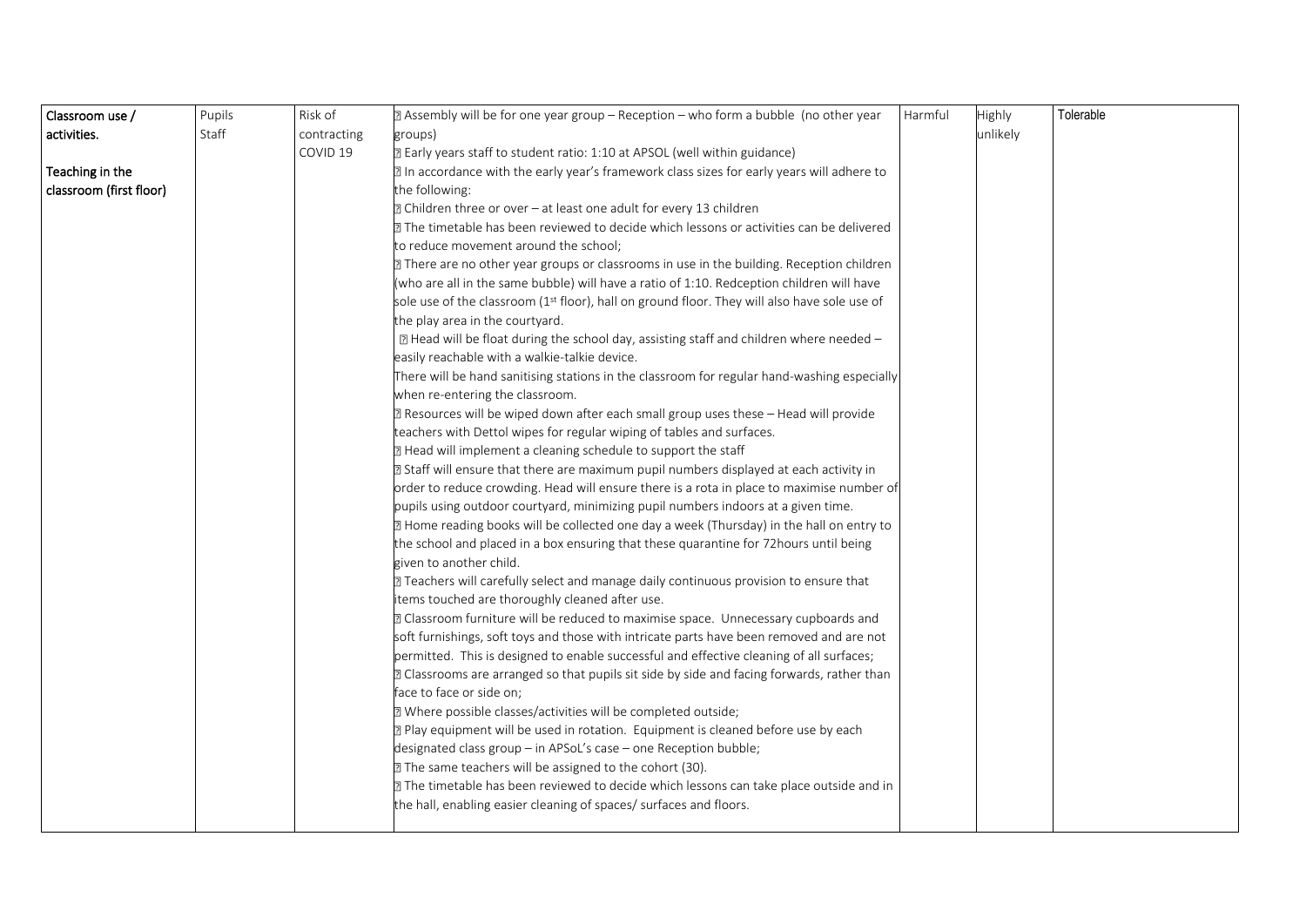| Classroom use / activities.<br><br>Teaching in the classroom (first floor) | Pupils<br>Staff | Risk of contracting COVID 19 | • Assembly will be for one year group – Reception – who form a bubble (no other year groups)<br>• Early years staff to student ratio: 1:10 at APSOL (well within guidance)<br>• In accordance with the early year's framework class sizes for early years will adhere to the following:<br>• Children three or over – at least one adult for every 13 children<br>• The timetable has been reviewed to decide which lessons or activities can be delivered to reduce movement around the school;<br>• There are no other year groups or classrooms in use in the building. Reception children (who are all in the same bubble) will have a ratio of 1:10. Redception children will have sole use of the classroom (1st floor), hall on ground floor. They will also have sole use of the play area in the courtyard.<br>• Head will be float during the school day, assisting staff and children where needed – easily reachable with a walkie-talkie device.<br>There will be hand sanitising stations in the classroom for regular hand-washing especially when re-entering the classroom.<br>• Resources will be wiped down after each small group uses these – Head will provide teachers with Dettol wipes for regular wiping of tables and surfaces.<br>• Head will implement a cleaning schedule to support the staff<br>• Staff will ensure that there are maximum pupil numbers displayed at each activity in order to reduce crowding. Head will ensure there is a rota in place to maximise number of pupils using outdoor courtyard, minimizing pupil numbers indoors at a given time.<br>• Home reading books will be collected one day a week (Thursday) in the hall on entry to the school and placed in a box ensuring that these quarantine for 72hours until being given to another child.<br>• Teachers will carefully select and manage daily continuous provision to ensure that items touched are thoroughly cleaned after use.<br>• Classroom furniture will be reduced to maximise space. Unnecessary cupboards and soft furnishings, soft toys and those with intricate parts have been removed and are not permitted. This is designed to enable successful and effective cleaning of all surfaces;<br>• Classrooms are arranged so that pupils sit side by side and facing forwards, rather than face to face or side on;<br>• Where possible classes/activities will be completed outside;<br>• Play equipment will be used in rotation. Equipment is cleaned before use by each designated class group – in APSoL's case – one Reception bubble;<br>• The same teachers will be assigned to the cohort (30).<br>• The timetable has been reviewed to decide which lessons can take place outside and in the hall, enabling easier cleaning of spaces/ surfaces and floors. | Harmful | Highly unlikely | Tolerable |
|---|---|---|---|---|---|---|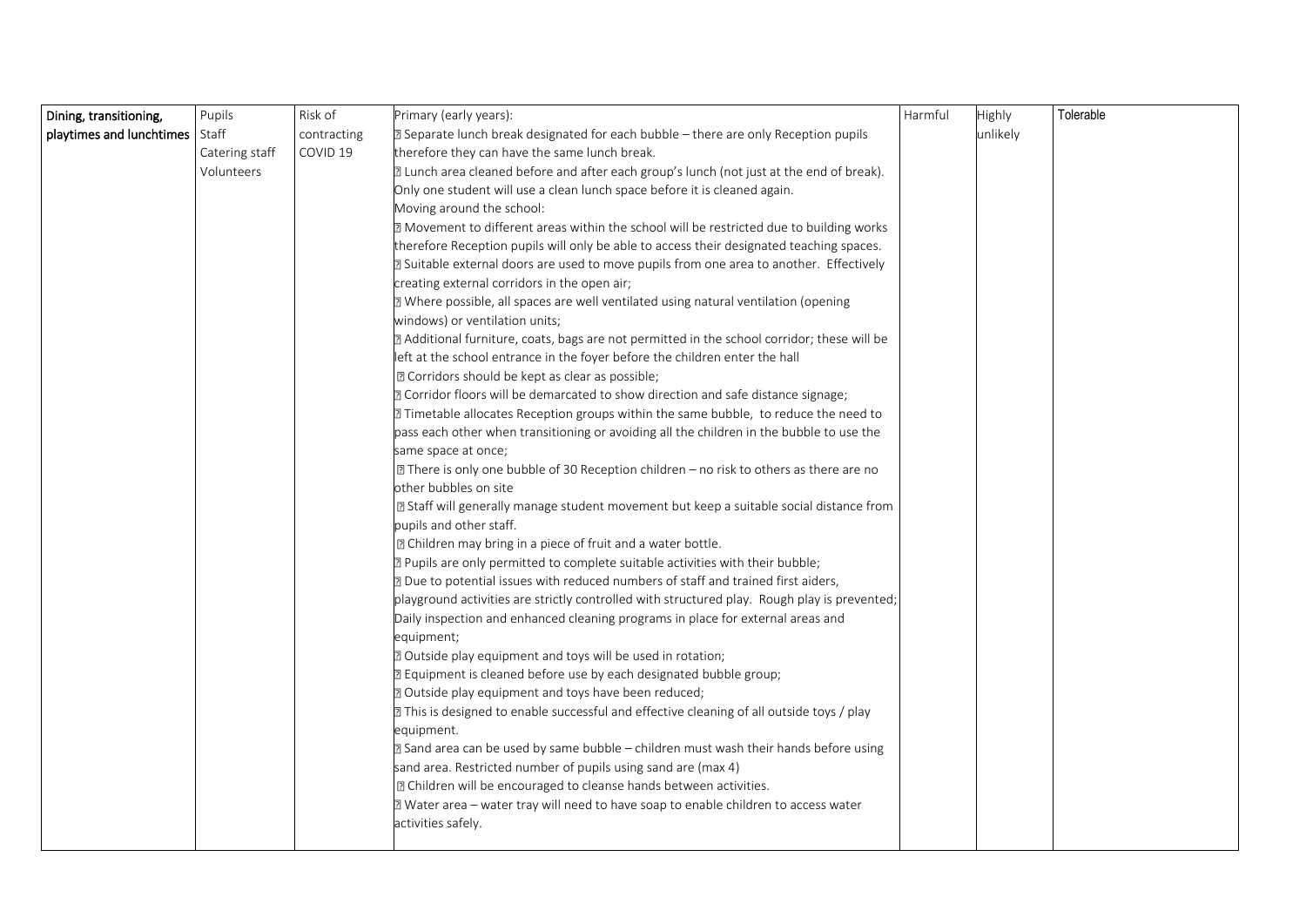| Dining, transitioning, playtimes and lunchtimes | Pupils<br>Staff<br>Catering staff<br>Volunteers | Risk of contracting COVID 19 | Primary (early years):<br>• Separate lunch break designated for each bubble – there are only Reception pupils therefore they can have the same lunch break.<br>• Lunch area cleaned before and after each group's lunch (not just at the end of break). Only one student will use a clean lunch space before it is cleaned again.<br>Moving around the school:<br>• Movement to different areas within the school will be restricted due to building works therefore Reception pupils will only be able to access their designated teaching spaces.<br>• Suitable external doors are used to move pupils from one area to another. Effectively creating external corridors in the open air;<br>• Where possible, all spaces are well ventilated using natural ventilation (opening windows) or ventilation units;<br>• Additional furniture, coats, bags are not permitted in the school corridor; these will be left at the school entrance in the foyer before the children enter the hall<br>• Corridors should be kept as clear as possible;<br>• Corridor floors will be demarcated to show direction and safe distance signage;<br>• Timetable allocates Reception groups within the same bubble, to reduce the need to pass each other when transitioning or avoiding all the children in the bubble to use the same space at once;<br>• There is only one bubble of 30 Reception children – no risk to others as there are no other bubbles on site<br>• Staff will generally manage student movement but keep a suitable social distance from pupils and other staff.<br>• Children may bring in a piece of fruit and a water bottle.<br>• Pupils are only permitted to complete suitable activities with their bubble;<br>• Due to potential issues with reduced numbers of staff and trained first aiders, playground activities are strictly controlled with structured play. Rough play is prevented; Daily inspection and enhanced cleaning programs in place for external areas and equipment;<br>• Outside play equipment and toys will be used in rotation;<br>• Equipment is cleaned before use by each designated bubble group;<br>• Outside play equipment and toys have been reduced;<br>• This is designed to enable successful and effective cleaning of all outside toys / play equipment.<br>• Sand area can be used by same bubble – children must wash their hands before using sand area. Restricted number of pupils using sand are (max 4)<br>• Children will be encouraged to cleanse hands between activities.<br>• Water area – water tray will need to have soap to enable children to access water activities safely. | Harmful | Highly unlikely | Tolerable |
|---|---|---|---|---|---|---|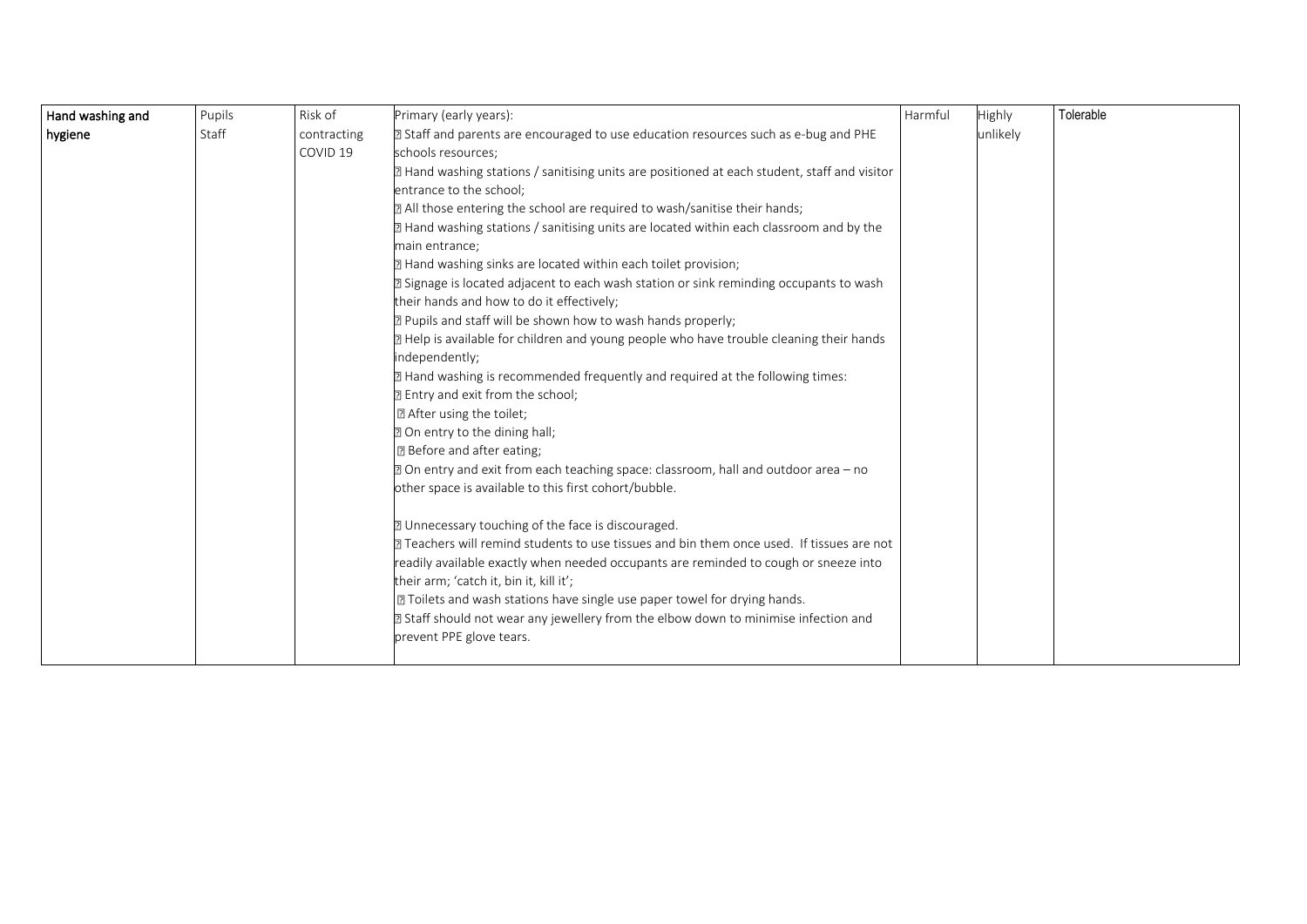| Hand washing and hygiene | Pupils<br>Staff | Risk of contracting COVID 19 | Primary (early years):<br>• Staff and parents are encouraged to use education resources such as e-bug and PHE schools resources;<br>• Hand washing stations / sanitising units are positioned at each student, staff and visitor entrance to the school;<br>• All those entering the school are required to wash/sanitise their hands;<br>• Hand washing stations / sanitising units are located within each classroom and by the main entrance;<br>• Hand washing sinks are located within each toilet provision;<br>• Signage is located adjacent to each wash station or sink reminding occupants to wash their hands and how to do it effectively;<br>• Pupils and staff will be shown how to wash hands properly;<br>• Help is available for children and young people who have trouble cleaning their hands independently;<br>• Hand washing is recommended frequently and required at the following times:<br>• Entry and exit from the school;<br>• After using the toilet;<br>• On entry to the dining hall;<br>• Before and after eating;<br>• On entry and exit from each teaching space: classroom, hall and outdoor area – no other space is available to this first cohort/bubble.<br><br>• Unnecessary touching of the face is discouraged.<br>• Teachers will remind students to use tissues and bin them once used. If tissues are not readily available exactly when needed occupants are reminded to cough or sneeze into their arm; 'catch it, bin it, kill it';<br>• Toilets and wash stations have single use paper towel for drying hands.<br>• Staff should not wear any jewellery from the elbow down to minimise infection and prevent PPE glove tears. | Harmful | Highly unlikely | Tolerable |
|---|---|---|---|---|---|---|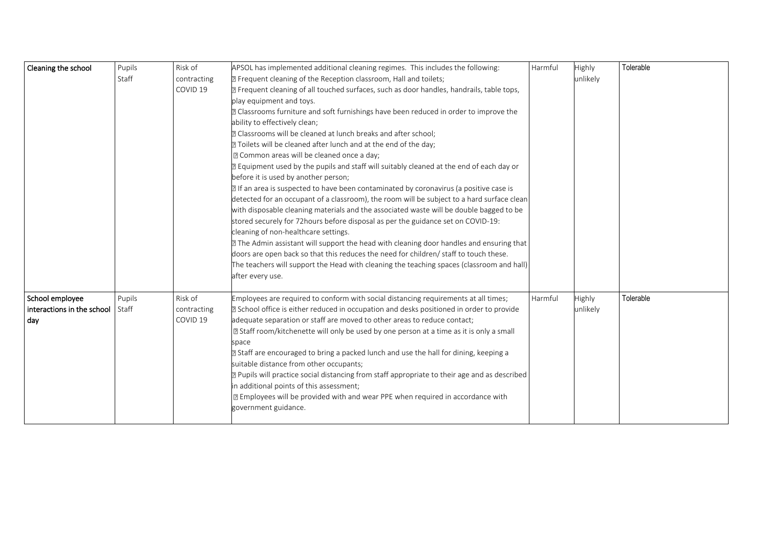| Cleaning the school | Pupils Staff | Risk of contracting COVID 19 | APSOL has implemented additional cleaning regimes. This includes the following:<br>• Frequent cleaning of the Reception classroom, Hall and toilets;<br>• Frequent cleaning of all touched surfaces, such as door handles, handrails, table tops, play equipment and toys.<br>• Classrooms furniture and soft furnishings have been reduced in order to improve the ability to effectively clean;<br>• Classrooms will be cleaned at lunch breaks and after school;<br>• Toilets will be cleaned after lunch and at the end of the day;<br>• Common areas will be cleaned once a day;<br>• Equipment used by the pupils and staff will suitably cleaned at the end of each day or before it is used by another person;<br>• If an area is suspected to have been contaminated by coronavirus (a positive case is detected for an occupant of a classroom), the room will be subject to a hard surface clean with disposable cleaning materials and the associated waste will be double bagged to be stored securely for 72hours before disposal as per the guidance set on COVID-19: cleaning of non-healthcare settings.<br>• The Admin assistant will support the head with cleaning door handles and ensuring that doors are open back so that this reduces the need for children/ staff to touch these. The teachers will support the Head with cleaning the teaching spaces (classroom and hall) after every use. | Harmful | Highly unlikely | Tolerable |
|---|---|---|---|---|---|---|
| School employee interactions in the school day | Pupils Staff | Risk of contracting COVID 19 | Employees are required to conform with social distancing requirements at all times;<br>• School office is either reduced in occupation and desks positioned in order to provide adequate separation or staff are moved to other areas to reduce contact;<br>• Staff room/kitchenette will only be used by one person at a time as it is only a small space<br>• Staff are encouraged to bring a packed lunch and use the hall for dining, keeping a suitable distance from other occupants;<br>• Pupils will practice social distancing from staff appropriate to their age and as described in additional points of this assessment;<br>• Employees will be provided with and wear PPE when required in accordance with government guidance. | Harmful | Highly unlikely | Tolerable |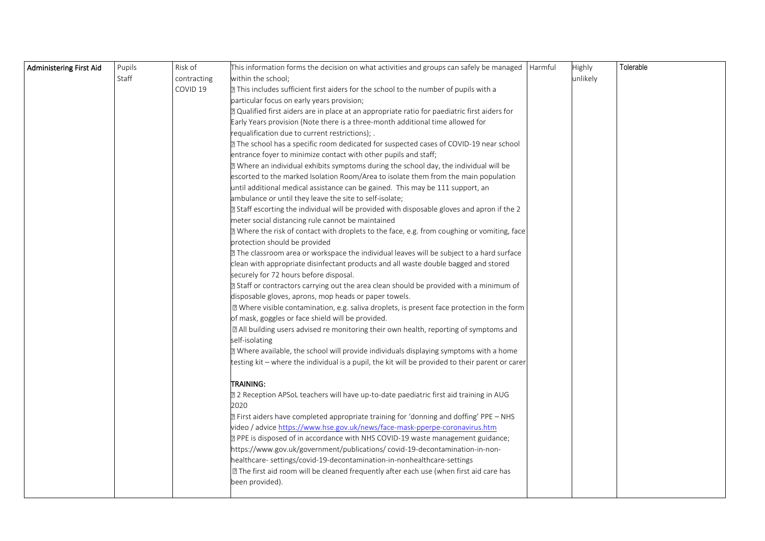| Administering First Aid | Pupils<br>Staff | Risk of contracting COVID 19 | This information forms the decision on what activities and groups can safely be managed within the school;<br>• This includes sufficient first aiders for the school to the number of pupils with a particular focus on early years provision;<br>• Qualified first aiders are in place at an appropriate ratio for paediatric first aiders for Early Years provision (Note there is a three-month additional time allowed for requalification due to current restrictions); .<br>• The school has a specific room dedicated for suspected cases of COVID-19 near school entrance foyer to minimize contact with other pupils and staff;<br>• Where an individual exhibits symptoms during the school day, the individual will be escorted to the marked Isolation Room/Area to isolate them from the main population until additional medical assistance can be gained. This may be 111 support, an ambulance or until they leave the site to self-isolate;<br>• Staff escorting the individual will be provided with disposable gloves and apron if the 2 meter social distancing rule cannot be maintained<br>• Where the risk of contact with droplets to the face, e.g. from coughing or vomiting, face protection should be provided<br>• The classroom area or workspace the individual leaves will be subject to a hard surface clean with appropriate disinfectant products and all waste double bagged and stored securely for 72 hours before disposal.<br>• Staff or contractors carrying out the area clean should be provided with a minimum of disposable gloves, aprons, mop heads or paper towels.<br>• Where visible contamination, e.g. saliva droplets, is present face protection in the form of mask, goggles or face shield will be provided.<br>• All building users advised re monitoring their own health, reporting of symptoms and self-isolating<br>• Where available, the school will provide individuals displaying symptoms with a home testing kit – where the individual is a pupil, the kit will be provided to their parent or carer<br><br>**TRAINING:**<br>• 2 Reception APSoL teachers will have up-to-date paediatric first aid training in AUG 2020<br>• First aiders have completed appropriate training for 'donning and doffing' PPE – NHS video / advice https://www.hse.gov.uk/news/face-mask-pperpe-coronavirus.htm<br>• PPE is disposed of in accordance with NHS COVID-19 waste management guidance; https://www.gov.uk/government/publications/ covid-19-decontamination-in-non-healthcare- settings/covid-19-decontamination-in-nonhealthcare-settings<br>• The first aid room will be cleaned frequently after each use (when first aid care has been provided). | Harmful | Highly unlikely | Tolerable |
|---|---|---|---|---|---|---|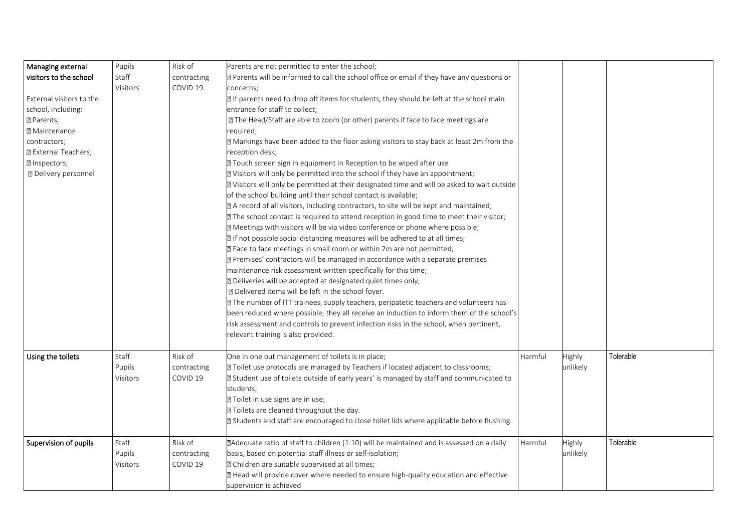| | | | | | | |
|---|---|---|---|---|---|---|
| **Managing external visitors to the school**<br><br>External visitors to the school, including:<br>Parents;<br>Maintenance contractors;<br>External Teachers;<br>Inspectors;<br>Delivery personnel | Pupils<br>Staff<br>Visitors | Risk of contracting COVID 19 | Parents are not permitted to enter the school;<br>Parents will be informed to call the school office or email if they have any questions or concerns;<br>If parents need to drop off items for students, they should be left at the school main entrance for staff to collect;<br>The Head/Staff are able to zoom (or other) parents if face to face meetings are required;<br>Markings have been added to the floor asking visitors to stay back at least 2m from the reception desk;<br>Touch screen sign in equipment in Reception to be wiped after use<br>Visitors will only be permitted into the school if they have an appointment;<br>Visitors will only be permitted at their designated time and will be asked to wait outside of the school building until their school contact is available;<br>A record of all visitors, including contractors, to site will be kept and maintained;<br>The school contact is required to attend reception in good time to meet their visitor;<br>Meetings with visitors will be via video conference or phone where possible;<br>If not possible social distancing measures will be adhered to at all times;<br>Face to face meetings in small room or within 2m are not permitted;<br>Premises' contractors will be managed in accordance with a separate premises maintenance risk assessment written specifically for this time;<br>Deliveries will be accepted at designated quiet times only;<br>Delivered items will be left in the school foyer.<br>The number of ITT trainees, supply teachers, peripatetic teachers and volunteers has been reduced where possible; they all receive an induction to inform them of the school's risk assessment and controls to prevent infection risks in the school, when pertinent, relevant training is also provided. | | | |
| **Using the toilets** | Staff<br>Pupils<br>Visitors | Risk of contracting COVID 19 | One in one out management of toilets is in place;<br>Toilet use protocols are managed by Teachers if located adjacent to classrooms;<br>Student use of toilets outside of early years' is managed by staff and communicated to students;<br>Toilet in use signs are in use;<br>Toilets are cleaned throughout the day.<br>Students and staff are encouraged to close toilet lids where applicable before flushing. | Harmful | Highly unlikely | Tolerable |
| **Supervision of pupils** | Staff<br>Pupils<br>Visitors | Risk of contracting COVID 19 | Adequate ratio of staff to children (1:10) will be maintained and is assessed on a daily basis, based on potential staff illness or self-isolation;<br>Children are suitably supervised at all times;<br>Head will provide cover where needed to ensure high-quality education and effective supervision is achieved | Harmful | Highly unlikely | Tolerable |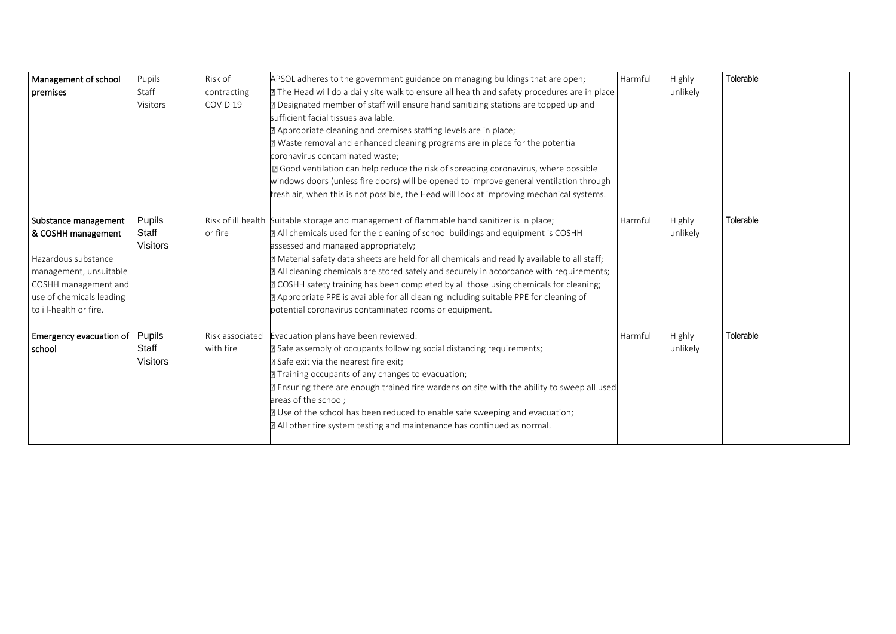| Management of school premises | Pupils<br>Staff<br>Visitors | Risk of contracting COVID 19 | APSOL adheres to the government guidance on managing buildings that are open;<br>• The Head will do a daily site walk to ensure all health and safety procedures are in place<br>• Designated member of staff will ensure hand sanitizing stations are topped up and sufficient facial tissues available.<br>• Appropriate cleaning and premises staffing levels are in place;<br>• Waste removal and enhanced cleaning programs are in place for the potential coronavirus contaminated waste;<br>• Good ventilation can help reduce the risk of spreading coronavirus, where possible windows doors (unless fire doors) will be opened to improve general ventilation through fresh air, when this is not possible, the Head will look at improving mechanical systems. | Harmful | Highly unlikely | Tolerable |
|---|---|---|---|---|---|---|
| Substance management & COSHH management<br><br>Hazardous substance management, unsuitable COSHH management and use of chemicals leading to ill-health or fire. | Pupils<br>Staff<br>Visitors | Risk of ill health or fire | Suitable storage and management of flammable hand sanitizer is in place;<br>• All chemicals used for the cleaning of school buildings and equipment is COSHH assessed and managed appropriately;<br>• Material safety data sheets are held for all chemicals and readily available to all staff;<br>• All cleaning chemicals are stored safely and securely in accordance with requirements;<br>• COSHH safety training has been completed by all those using chemicals for cleaning;<br>• Appropriate PPE is available for all cleaning including suitable PPE for cleaning of potential coronavirus contaminated rooms or equipment. | Harmful | Highly unlikely | Tolerable |
| Emergency evacuation of school | Pupils<br>Staff<br>Visitors | Risk associated with fire | Evacuation plans have been reviewed:<br>• Safe assembly of occupants following social distancing requirements;<br>• Safe exit via the nearest fire exit;<br>• Training occupants of any changes to evacuation;<br>• Ensuring there are enough trained fire wardens on site with the ability to sweep all used areas of the school;<br>• Use of the school has been reduced to enable safe sweeping and evacuation;<br>• All other fire system testing and maintenance has continued as normal. | Harmful | Highly unlikely | Tolerable |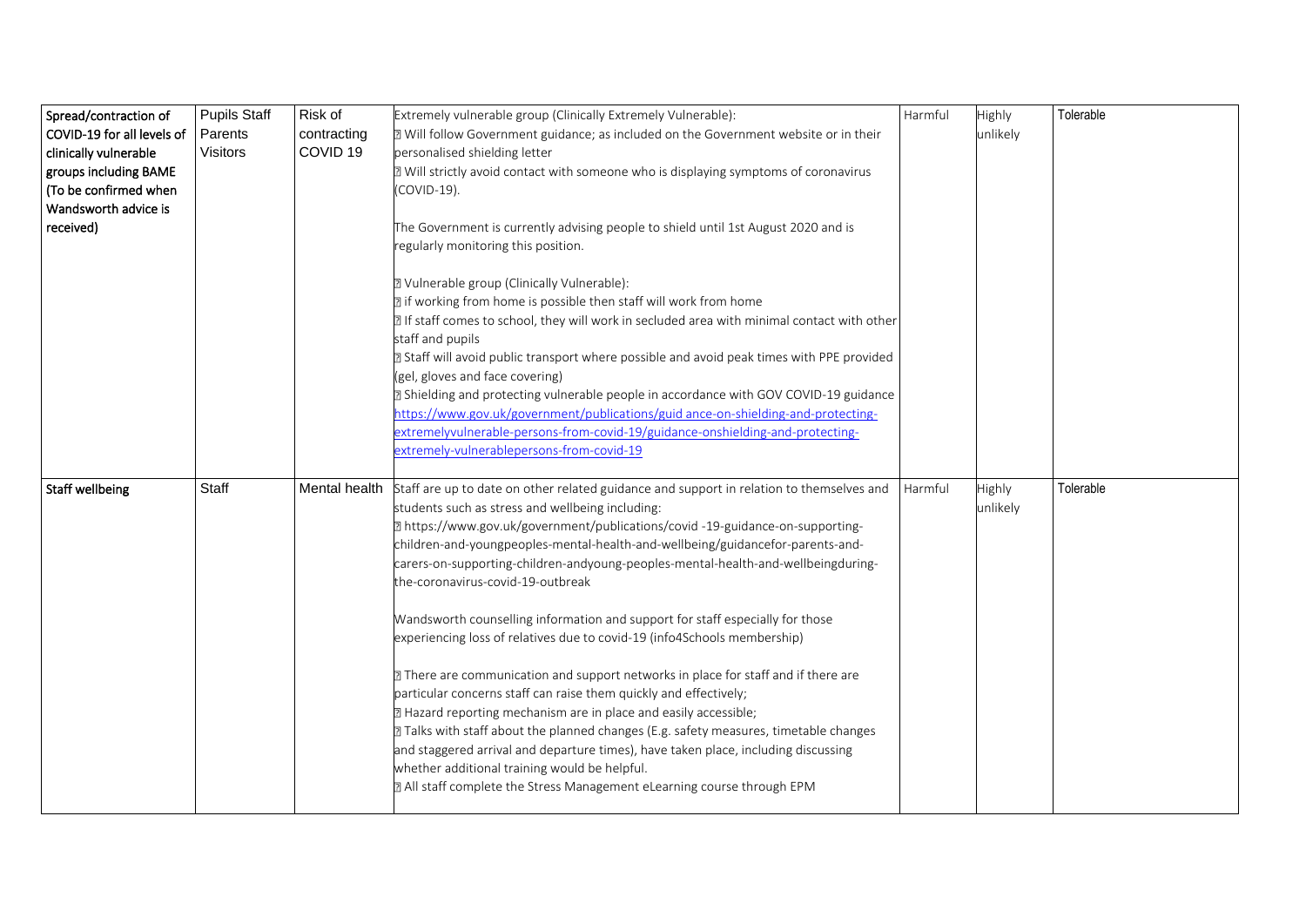| Spread/contraction of COVID-19 for all levels of clinically vulnerable groups including BAME (To be confirmed when Wandsworth advice is received) | Pupils Staff Parents Visitors | Risk of contracting COVID 19 | Extremely vulnerable group (Clinically Extremely Vulnerable):<br>⁇ Will follow Government guidance; as included on the Government website or in their personalised shielding letter<br>⁇ Will strictly avoid contact with someone who is displaying symptoms of coronavirus (COVID-19).<br><br>The Government is currently advising people to shield until 1st August 2020 and is regularly monitoring this position.<br><br>⁇ Vulnerable group (Clinically Vulnerable):<br>⁇ if working from home is possible then staff will work from home<br>⁇ If staff comes to school, they will work in secluded area with minimal contact with other staff and pupils<br>⁇ Staff will avoid public transport where possible and avoid peak times with PPE provided (gel, gloves and face covering)<br>⁇ Shielding and protecting vulnerable people in accordance with GOV COVID-19 guidance https://www.gov.uk/government/publications/guid ance-on-shielding-and-protecting-extremelyvulnerable-persons-from-covid-19/guidance-onshielding-and-protecting-extremely-vulnerablepersons-from-covid-19 | Harmful | Highly unlikely | Tolerable |
|---|---|---|---|---|---|---|
| **Staff wellbeing** | Staff | Mental health | Staff are up to date on other related guidance and support in relation to themselves and students such as stress and wellbeing including:<br>⁇ https://www.gov.uk/government/publications/covid -19-guidance-on-supporting-children-and-youngpeoples-mental-health-and-wellbeing/guidancefor-parents-and-carers-on-supporting-children-andyoung-peoples-mental-health-and-wellbeingduring-the-coronavirus-covid-19-outbreak<br><br>Wandsworth counselling information and support for staff especially for those experiencing loss of relatives due to covid-19 (info4Schools membership)<br><br>⁇ There are communication and support networks in place for staff and if there are particular concerns staff can raise them quickly and effectively;<br>⁇ Hazard reporting mechanism are in place and easily accessible;<br>⁇ Talks with staff about the planned changes (E.g. safety measures, timetable changes and staggered arrival and departure times), have taken place, including discussing whether additional training would be helpful.<br>⁇ All staff complete the Stress Management eLearning course through EPM | Harmful | Highly unlikely | Tolerable |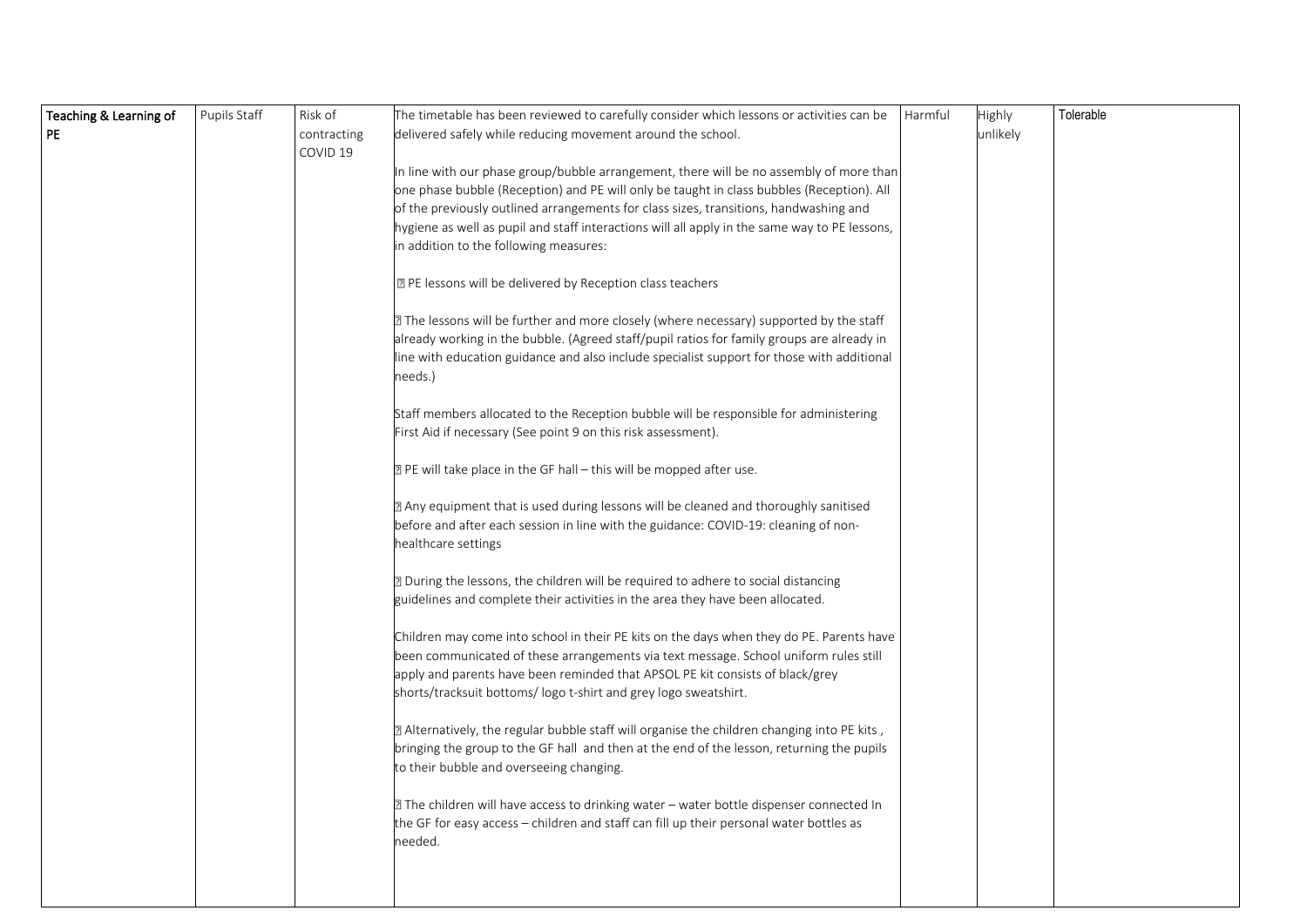| Teaching & Learning of PE | Pupils Staff | Risk of contracting COVID 19 | The timetable has been reviewed to carefully consider which lessons or activities can be delivered safely while reducing movement around the school.<br><br>In line with our phase group/bubble arrangement, there will be no assembly of more than one phase bubble (Reception) and PE will only be taught in class bubbles (Reception). All of the previously outlined arrangements for class sizes, transitions, handwashing and hygiene as well as pupil and staff interactions will all apply in the same way to PE lessons, in addition to the following measures:<br><br>• PE lessons will be delivered by Reception class teachers<br><br>• The lessons will be further and more closely (where necessary) supported by the staff already working in the bubble. (Agreed staff/pupil ratios for family groups are already in line with education guidance and also include specialist support for those with additional needs.)<br><br>Staff members allocated to the Reception bubble will be responsible for administering First Aid if necessary (See point 9 on this risk assessment).<br><br>• PE will take place in the GF hall – this will be mopped after use.<br><br>• Any equipment that is used during lessons will be cleaned and thoroughly sanitised before and after each session in line with the guidance: COVID-19: cleaning of non-healthcare settings<br><br>• During the lessons, the children will be required to adhere to social distancing guidelines and complete their activities in the area they have been allocated.<br><br>Children may come into school in their PE kits on the days when they do PE. Parents have been communicated of these arrangements via text message. School uniform rules still apply and parents have been reminded that APSOL PE kit consists of black/grey shorts/tracksuit bottoms/ logo t-shirt and grey logo sweatshirt.<br><br>• Alternatively, the regular bubble staff will organise the children changing into PE kits , bringing the group to the GF hall and then at the end of the lesson, returning the pupils to their bubble and overseeing changing.<br><br>• The children will have access to drinking water – water bottle dispenser connected In the GF for easy access – children and staff can fill up their personal water bottles as needed. | Harmful | Highly unlikely | Tolerable |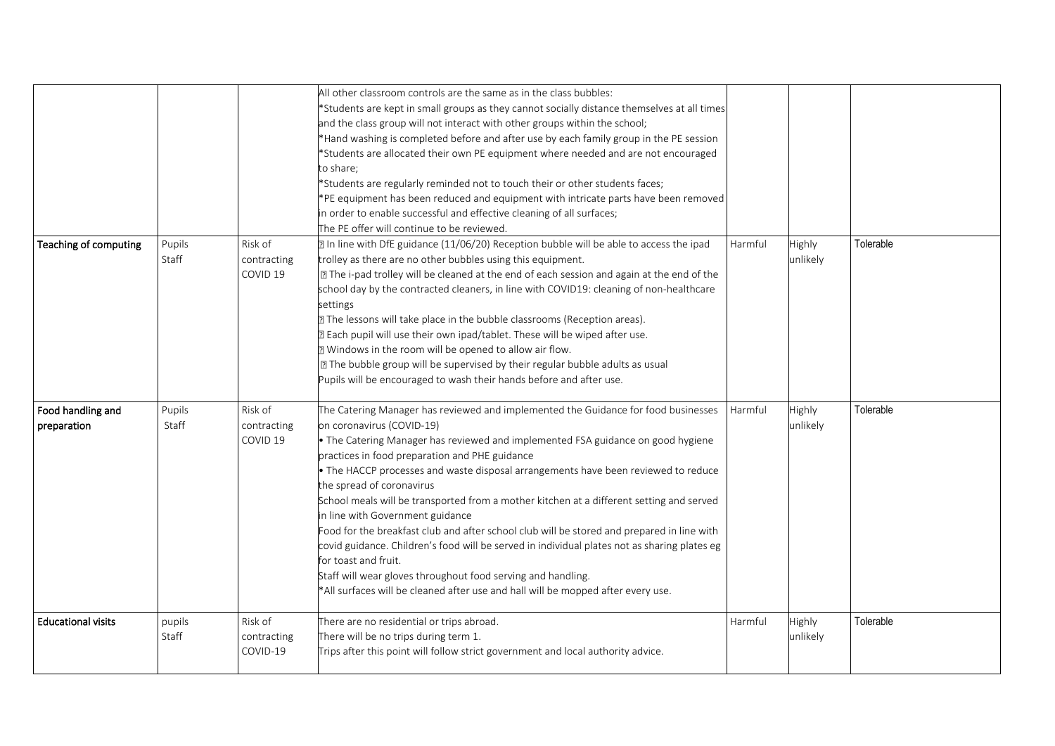| | | | | | | |
|---|---|---|---|---|---|---|
| | | | All other classroom controls are the same as in the class bubbles:<br>*Students are kept in small groups as they cannot socially distance themselves at all times and the class group will not interact with other groups within the school;<br>*Hand washing is completed before and after use by each family group in the PE session<br>*Students are allocated their own PE equipment where needed and are not encouraged to share;<br>*Students are regularly reminded not to touch their or other students faces;<br>*PE equipment has been reduced and equipment with intricate parts have been removed in order to enable successful and effective cleaning of all surfaces;<br>The PE offer will continue to be reviewed. | | | |
| **Teaching of computing** | Pupils<br>Staff | Risk of contracting COVID 19 | In line with DfE guidance (11/06/20) Reception bubble will be able to access the ipad trolley as there are no other bubbles using this equipment.<br>The i-pad trolley will be cleaned at the end of each session and again at the end of the school day by the contracted cleaners, in line with COVID19: cleaning of non-healthcare settings<br>The lessons will take place in the bubble classrooms (Reception areas).<br>Each pupil will use their own ipad/tablet. These will be wiped after use.<br>Windows in the room will be opened to allow air flow.<br>The bubble group will be supervised by their regular bubble adults as usual<br>Pupils will be encouraged to wash their hands before and after use. | Harmful | Highly unlikely | Tolerable |
| **Food handling and preparation** | Pupils<br>Staff | Risk of contracting COVID 19 | The Catering Manager has reviewed and implemented the Guidance for food businesses on coronavirus (COVID-19)<br>• The Catering Manager has reviewed and implemented FSA guidance on good hygiene practices in food preparation and PHE guidance<br>• The HACCP processes and waste disposal arrangements have been reviewed to reduce the spread of coronavirus<br>School meals will be transported from a mother kitchen at a different setting and served in line with Government guidance<br>Food for the breakfast club and after school club will be stored and prepared in line with covid guidance. Children's food will be served in individual plates not as sharing plates eg for toast and fruit.<br>Staff will wear gloves throughout food serving and handling.<br>*All surfaces will be cleaned after use and hall will be mopped after every use. | Harmful | Highly unlikely | Tolerable |
| **Educational visits** | pupils<br>Staff | Risk of contracting COVID-19 | There are no residential or trips abroad.<br>There will be no trips during term 1.<br>Trips after this point will follow strict government and local authority advice. | Harmful | Highly unlikely | Tolerable |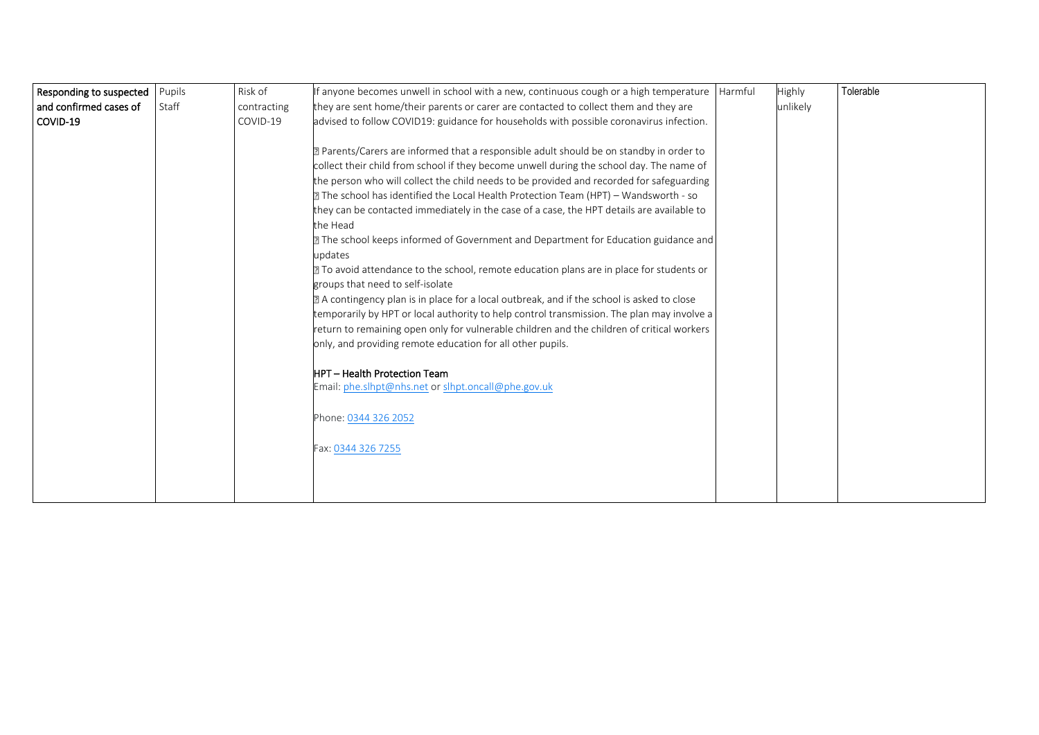| | | | | | | |
|---|---|---|---|---|---|---|
| **Responding to suspected and confirmed cases of COVID-19** | Pupils<br>Staff | Risk of contracting COVID-19 | If anyone becomes unwell in school with a new, continuous cough or a high temperature they are sent home/their parents or carer are contacted to collect them and they are advised to follow COVID19: guidance for households with possible coronavirus infection.<br><br>• Parents/Carers are informed that a responsible adult should be on standby in order to collect their child from school if they become unwell during the school day. The name of the person who will collect the child needs to be provided and recorded for safeguarding<br>• The school has identified the Local Health Protection Team (HPT) – Wandsworth - so they can be contacted immediately in the case of a case, the HPT details are available to the Head<br>• The school keeps informed of Government and Department for Education guidance and updates<br>• To avoid attendance to the school, remote education plans are in place for students or groups that need to self-isolate<br>• A contingency plan is in place for a local outbreak, and if the school is asked to close temporarily by HPT or local authority to help control transmission. The plan may involve a return to remaining open only for vulnerable children and the children of critical workers only, and providing remote education for all other pupils.<br><br>HPT – Health Protection Team<br>Email: phe.slhpt@nhs.net or slhpt.oncall@phe.gov.uk<br><br>Phone: 0344 326 2052<br><br>Fax: 0344 326 7255 | Harmful | Highly unlikely | Tolerable |